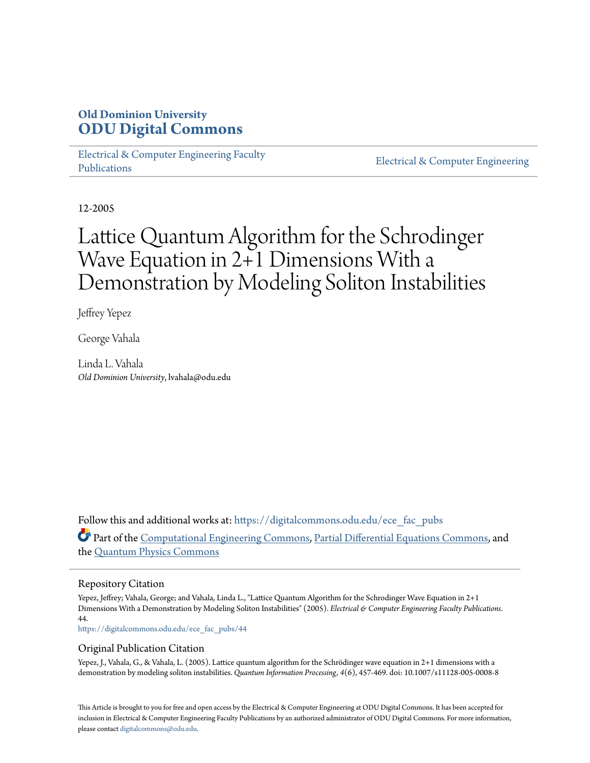# Old Dominion University
# ODU Digital Commons

Electrical & Computer Engineering Faculty Publications

Electrical & Computer Engineering

12-2005

# Lattice Quantum Algorithm for the Schrodinger Wave Equation in 2+1 Dimensions With a Demonstration by Modeling Soliton Instabilities

Jeffrey Yepez

George Vahala

Linda L. Vahala
*Old Dominion University*, lvahala@odu.edu

Follow this and additional works at: https://digitalcommons.odu.edu/ece_fac_pubs

Part of the Computational Engineering Commons, Partial Differential Equations Commons, and the Quantum Physics Commons

## Repository Citation

Yepez, Jeffrey; Vahala, George; and Vahala, Linda L., "Lattice Quantum Algorithm for the Schrodinger Wave Equation in 2+1 Dimensions With a Demonstration by Modeling Soliton Instabilities" (2005). *Electrical & Computer Engineering Faculty Publications*. 44.
https://digitalcommons.odu.edu/ece_fac_pubs/44

## Original Publication Citation

Yepez, J., Vahala, G., & Vahala, L. (2005). Lattice quantum algorithm for the Schrödinger wave equation in 2+1 dimensions with a demonstration by modeling soliton instabilities. *Quantum Information Processing, 4*(6), 457-469. doi: 10.1007/s11128-005-0008-8

This Article is brought to you for free and open access by the Electrical & Computer Engineering at ODU Digital Commons. It has been accepted for inclusion in Electrical & Computer Engineering Faculty Publications by an authorized administrator of ODU Digital Commons. For more information, please contact digitalcommons@odu.edu.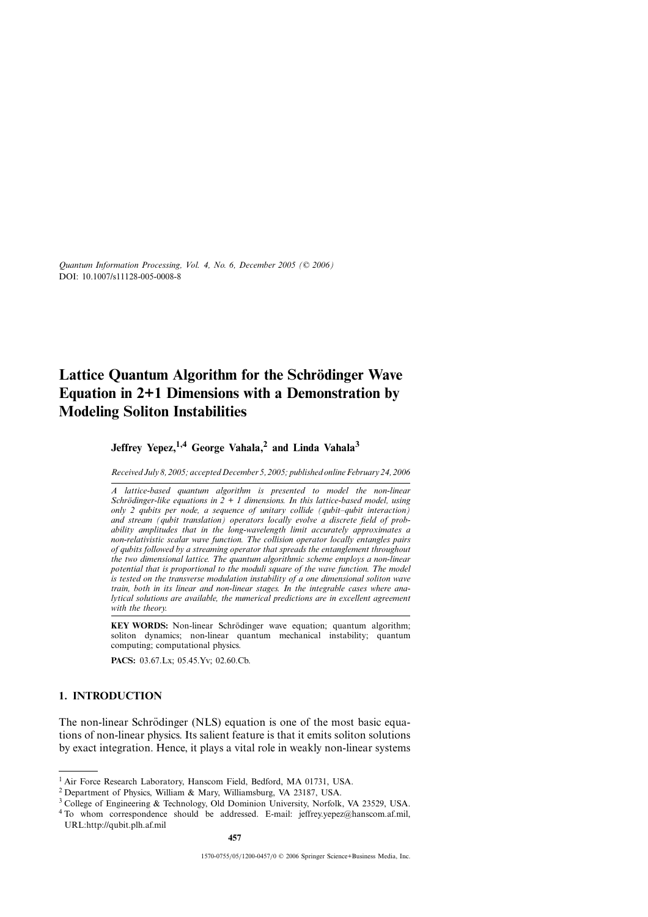Quantum Information Processing, Vol. 4, No. 6, December 2005 (© 2006)
DOI: 10.1007/s11128-005-0008-8

# Lattice Quantum Algorithm for the Schrödinger Wave Equation in 2+1 Dimensions with a Demonstration by Modeling Soliton Instabilities

**Jeffrey Yepez,[1,4] George Vahala,[2] and Linda Vahala[3]**

*Received July 8, 2005; accepted December 5, 2005; published online February 24, 2006*

*A lattice-based quantum algorithm is presented to model the non-linear Schrödinger-like equations in 2 + 1 dimensions. In this lattice-based model, using only 2 qubits per node, a sequence of unitary collide (qubit–qubit interaction) and stream (qubit translation) operators locally evolve a discrete field of probability amplitudes that in the long-wavelength limit accurately approximates a non-relativistic scalar wave function. The collision operator locally entangles pairs of qubits followed by a streaming operator that spreads the entanglement throughout the two dimensional lattice. The quantum algorithmic scheme employs a non-linear potential that is proportional to the moduli square of the wave function. The model is tested on the transverse modulation instability of a one dimensional soliton wave train, both in its linear and non-linear stages. In the integrable cases where analytical solutions are available, the numerical predictions are in excellent agreement with the theory.*

**KEY WORDS:** Non-linear Schrödinger wave equation; quantum algorithm; soliton dynamics; non-linear quantum mechanical instability; quantum computing; computational physics.

**PACS:** 03.67.Lx; 05.45.Yv; 02.60.Cb.

## 1. INTRODUCTION

The non-linear Schrödinger (NLS) equation is one of the most basic equations of non-linear physics. Its salient feature is that it emits soliton solutions by exact integration. Hence, it plays a vital role in weakly non-linear systems

---

[1] Air Force Research Laboratory, Hanscom Field, Bedford, MA 01731, USA.
[2] Department of Physics, William & Mary, Williamsburg, VA 23187, USA.
[3] College of Engineering & Technology, Old Dominion University, Norfolk, VA 23529, USA.
[4] To whom correspondence should be addressed. E-mail: jeffrey.yepez@hanscom.af.mil, URL:http://qubit.plh.af.mil

1570-0755/05/1200-0457/0 © 2006 Springer Science+Business Media, Inc.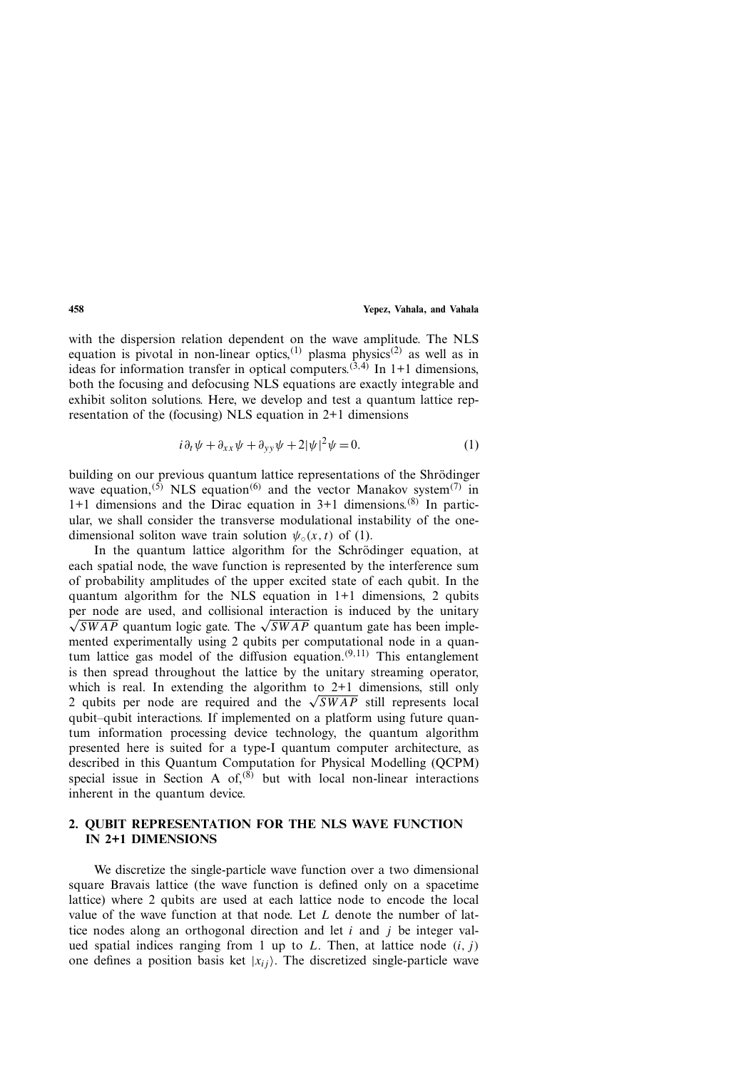with the dispersion relation dependent on the wave amplitude. The NLS equation is pivotal in non-linear optics,[1] plasma physics[2] as well as in ideas for information transfer in optical computers.[3,4] In 1+1 dimensions, both the focusing and defocusing NLS equations are exactly integrable and exhibit soliton solutions. Here, we develop and test a quantum lattice representation of the (focusing) NLS equation in 2+1 dimensions

$$i\partial_t\psi + \partial_{xx}\psi + \partial_{yy}\psi + 2|\psi|^2\psi = 0. \tag{1}$$

building on our previous quantum lattice representations of the Shrödinger wave equation,[5] NLS equation[6] and the vector Manakov system[7] in 1+1 dimensions and the Dirac equation in 3+1 dimensions.[8] In particular, we shall consider the transverse modulational instability of the one-dimensional soliton wave train solution $\psi_\circ(x, t)$ of (1).

In the quantum lattice algorithm for the Schrödinger equation, at each spatial node, the wave function is represented by the interference sum of probability amplitudes of the upper excited state of each qubit. In the quantum algorithm for the NLS equation in 1+1 dimensions, 2 qubits per node are used, and collisional interaction is induced by the unitary $\sqrt{SWAP}$ quantum logic gate. The $\sqrt{SWAP}$ quantum gate has been implemented experimentally using 2 qubits per computational node in a quantum lattice gas model of the diffusion equation.[9,11] This entanglement is then spread throughout the lattice by the unitary streaming operator, which is real. In extending the algorithm to 2+1 dimensions, still only 2 qubits per node are required and the $\sqrt{SWAP}$ still represents local qubit–qubit interactions. If implemented on a platform using future quantum information processing device technology, the quantum algorithm presented here is suited for a type-I quantum computer architecture, as described in this Quantum Computation for Physical Modelling (QCPM) special issue in Section A of,[8] but with local non-linear interactions inherent in the quantum device.

## 2. QUBIT REPRESENTATION FOR THE NLS WAVE FUNCTION IN 2+1 DIMENSIONS

We discretize the single-particle wave function over a two dimensional square Bravais lattice (the wave function is defined only on a spacetime lattice) where 2 qubits are used at each lattice node to encode the local value of the wave function at that node. Let $L$ denote the number of lattice nodes along an orthogonal direction and let $i$ and $j$ be integer valued spatial indices ranging from 1 up to $L$. Then, at lattice node $(i, j)$ one defines a position basis ket $|x_{ij}\rangle$. The discretized single-particle wave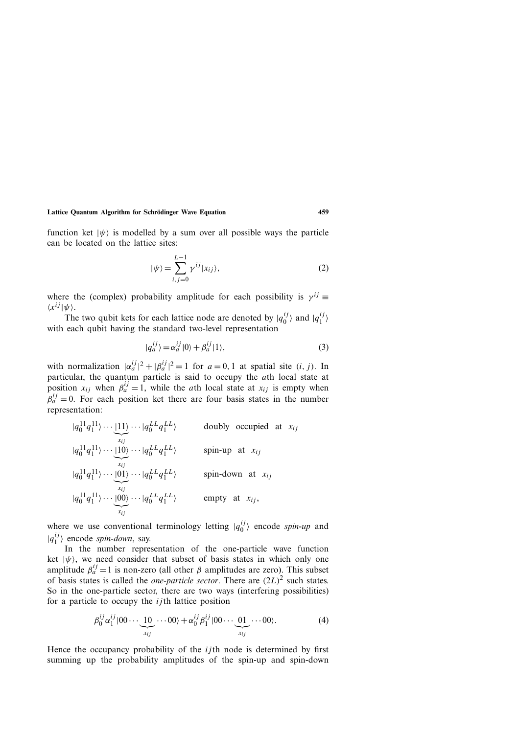function ket $|\psi\rangle$ is modelled by a sum over all possible ways the particle can be located on the lattice sites:

$$|\psi\rangle = \sum_{i,j=0}^{L-1} \gamma^{ij} |x_{ij}\rangle, \tag{2}$$

where the (complex) probability amplitude for each possibility is $\gamma^{ij} \equiv \langle x^{ij}|\psi\rangle$.

The two qubit kets for each lattice node are denoted by $|q_0^{ij}\rangle$ and $|q_1^{ij}\rangle$ with each qubit having the standard two-level representation

$$|q_a^{ij}\rangle = \alpha_a^{ij}|0\rangle + \beta_a^{ij}|1\rangle, \tag{3}$$

with normalization $|\alpha_a^{ij}|^2 + |\beta_a^{ij}|^2 = 1$ for $a = 0, 1$ at spatial site $(i, j)$. In particular, the quantum particle is said to occupy the $a$th local state at position $x_{ij}$ when $\beta_a^{ij} = 1$, while the $a$th local state at $x_{ij}$ is empty when $\beta_a^{ij} = 0$. For each position ket there are four basis states in the number representation:

$$|q_0^{11}q_1^{11}\rangle \cdots \underbrace{|11\rangle}_{x_{ij}} \cdots |q_0^{LL}q_1^{LL}\rangle \qquad \text{doubly occupied at } x_{ij}$$

$$|q_0^{11}q_1^{11}\rangle \cdots \underbrace{|10\rangle}_{x_{ij}} \cdots |q_0^{LL}q_1^{LL}\rangle \qquad \text{spin-up at } x_{ij}$$

$$|q_0^{11}q_1^{11}\rangle \cdots \underbrace{|01\rangle}_{x_{ij}} \cdots |q_0^{LL}q_1^{LL}\rangle \qquad \text{spin-down at } x_{ij}$$

$$|q_0^{11}q_1^{11}\rangle \cdots \underbrace{|00\rangle}_{x_{ij}} \cdots |q_0^{LL}q_1^{LL}\rangle \qquad \text{empty at } x_{ij},$$

where we use conventional terminology letting $|q_0^{ij}\rangle$ encode *spin-up* and $|q_1^{ij}\rangle$ encode *spin-down*, say.

In the number representation of the one-particle wave function ket $|\psi\rangle$, we need consider that subset of basis states in which only one amplitude $\beta_a^{ij} = 1$ is non-zero (all other $\beta$ amplitudes are zero). This subset of basis states is called the *one-particle sector*. There are $(2L)^2$ such states. So in the one-particle sector, there are two ways (interfering possibilities) for a particle to occupy the $ij$th lattice position

$$\beta_0^{ij}\alpha_1^{ij}|00\cdots \underbrace{10}_{x_{ij}} \cdots 00\rangle + \alpha_0^{ij}\beta_1^{ij}|00\cdots \underbrace{01}_{x_{ij}} \cdots 00\rangle. \tag{4}$$

Hence the occupancy probability of the $ij$th node is determined by first summing up the probability amplitudes of the spin-up and spin-down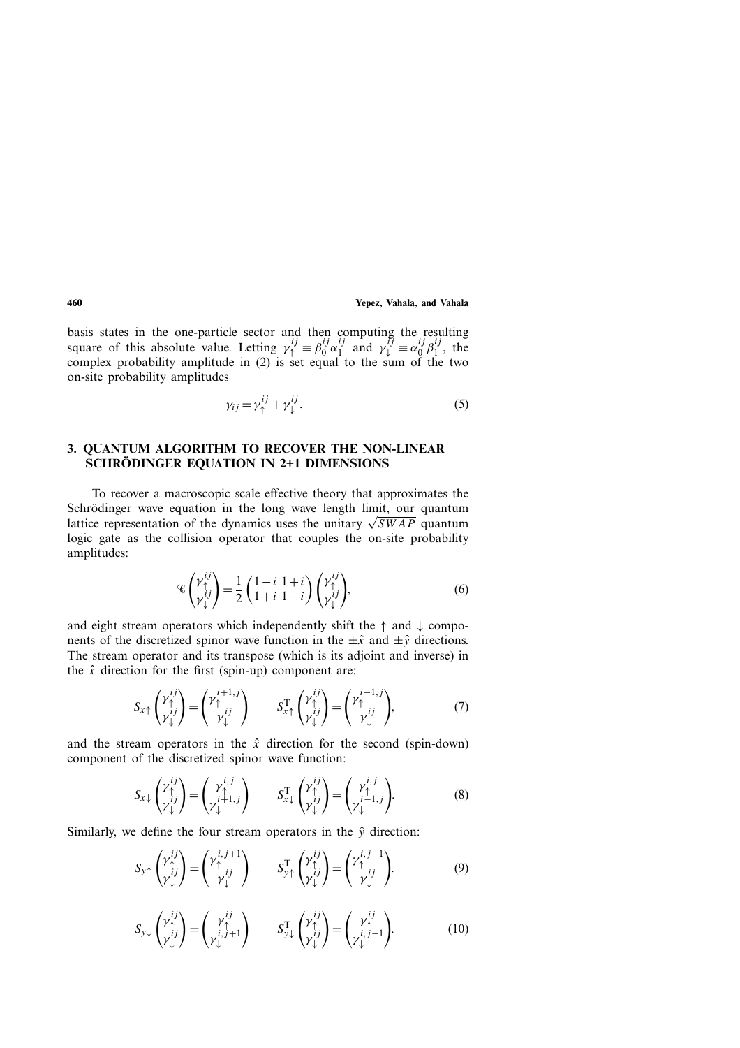basis states in the one-particle sector and then computing the resulting square of this absolute value. Letting $\gamma_{\uparrow}^{ij} \equiv \beta_0^{ij}\alpha_1^{ij}$ and $\gamma_{\downarrow}^{ij} \equiv \alpha_0^{ij}\beta_1^{ij}$, the complex probability amplitude in (2) is set equal to the sum of the two on-site probability amplitudes

$$\gamma_{ij} = \gamma_{\uparrow}^{ij} + \gamma_{\downarrow}^{ij}. \tag{5}$$

## 3. QUANTUM ALGORITHM TO RECOVER THE NON-LINEAR SCHRÖDINGER EQUATION IN 2+1 DIMENSIONS

To recover a macroscopic scale effective theory that approximates the Schrödinger wave equation in the long wave length limit, our quantum lattice representation of the dynamics uses the unitary $\sqrt{SWAP}$ quantum logic gate as the collision operator that couples the on-site probability amplitudes:

$$\mathscr{C}\begin{pmatrix}\gamma_{\uparrow}^{ij}\\ \gamma_{\downarrow}^{ij}\end{pmatrix} = \frac{1}{2}\begin{pmatrix}1-i & 1+i\\ 1+i & 1-i\end{pmatrix}\begin{pmatrix}\gamma_{\uparrow}^{ij}\\ \gamma_{\downarrow}^{ij}\end{pmatrix}, \tag{6}$$

and eight stream operators which independently shift the $\uparrow$ and $\downarrow$ components of the discretized spinor wave function in the $\pm\hat{x}$ and $\pm\hat{y}$ directions. The stream operator and its transpose (which is its adjoint and inverse) in the $\hat{x}$ direction for the first (spin-up) component are:

$$S_{x\uparrow}\begin{pmatrix}\gamma_{\uparrow}^{ij}\\ \gamma_{\downarrow}^{ij}\end{pmatrix} = \begin{pmatrix}\gamma_{\uparrow}^{i+1,j}\\ \gamma_{\downarrow}^{ij}\end{pmatrix} \qquad S_{x\uparrow}^{\mathrm{T}}\begin{pmatrix}\gamma_{\uparrow}^{ij}\\ \gamma_{\downarrow}^{ij}\end{pmatrix} = \begin{pmatrix}\gamma_{\uparrow}^{i-1,j}\\ \gamma_{\downarrow}^{ij}\end{pmatrix}, \tag{7}$$

and the stream operators in the $\hat{x}$ direction for the second (spin-down) component of the discretized spinor wave function:

$$S_{x\downarrow}\begin{pmatrix}\gamma_{\uparrow}^{ij}\\ \gamma_{\downarrow}^{ij}\end{pmatrix} = \begin{pmatrix}\gamma_{\uparrow}^{i,j}\\ \gamma_{\downarrow}^{i+1,j}\end{pmatrix} \qquad S_{x\downarrow}^{\mathrm{T}}\begin{pmatrix}\gamma_{\uparrow}^{ij}\\ \gamma_{\downarrow}^{ij}\end{pmatrix} = \begin{pmatrix}\gamma_{\uparrow}^{i,j}\\ \gamma_{\downarrow}^{i-1,j}\end{pmatrix}. \tag{8}$$

Similarly, we define the four stream operators in the $\hat{y}$ direction:

$$S_{y\uparrow}\begin{pmatrix}\gamma_{\uparrow}^{ij}\\ \gamma_{\downarrow}^{ij}\end{pmatrix} = \begin{pmatrix}\gamma_{\uparrow}^{i,j+1}\\ \gamma_{\downarrow}^{ij}\end{pmatrix} \qquad S_{y\uparrow}^{\mathrm{T}}\begin{pmatrix}\gamma_{\uparrow}^{ij}\\ \gamma_{\downarrow}^{ij}\end{pmatrix} = \begin{pmatrix}\gamma_{\uparrow}^{i,j-1}\\ \gamma_{\downarrow}^{ij}\end{pmatrix}. \tag{9}$$

$$S_{y\downarrow}\begin{pmatrix}\gamma_{\uparrow}^{ij}\\ \gamma_{\downarrow}^{ij}\end{pmatrix} = \begin{pmatrix}\gamma_{\uparrow}^{ij}\\ \gamma_{\downarrow}^{i,j+1}\end{pmatrix} \qquad S_{y\downarrow}^{\mathrm{T}}\begin{pmatrix}\gamma_{\uparrow}^{ij}\\ \gamma_{\downarrow}^{ij}\end{pmatrix} = \begin{pmatrix}\gamma_{\uparrow}^{ij}\\ \gamma_{\downarrow}^{i,j-1}\end{pmatrix}. \tag{10}$$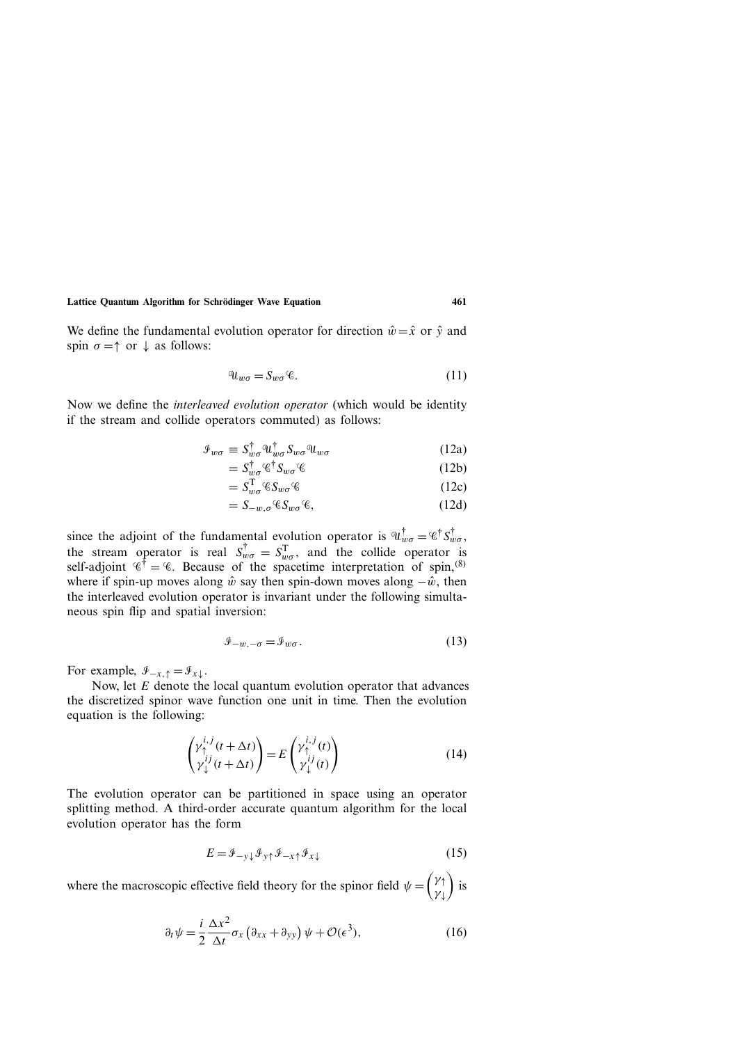We define the fundamental evolution operator for direction $\hat{w} = \hat{x}$ or $\hat{y}$ and spin $\sigma = \uparrow$ or $\downarrow$ as follows:

$$\mathcal{U}_{w\sigma} = S_{w\sigma}\mathcal{C}. \tag{11}$$

Now we define the *interleaved evolution operator* (which would be identity if the stream and collide operators commuted) as follows:

$$\begin{aligned}
\mathcal{I}_{w\sigma} &\equiv S_{w\sigma}^{\dagger}\mathcal{U}_{w\sigma}^{\dagger}S_{w\sigma}\mathcal{U}_{w\sigma} && \text{(12a)}\\
&= S_{w\sigma}^{\dagger}\mathcal{C}^{\dagger}S_{w\sigma}\mathcal{C} && \text{(12b)}\\
&= S_{w\sigma}^{\mathrm{T}}\mathcal{C}S_{w\sigma}\mathcal{C} && \text{(12c)}\\
&= S_{-w,\sigma}\mathcal{C}S_{w\sigma}\mathcal{C}, && \text{(12d)}
\end{aligned}$$

since the adjoint of the fundamental evolution operator is $\mathcal{U}_{w\sigma}^{\dagger} = \mathcal{C}^{\dagger}S_{w\sigma}^{\dagger}$, the stream operator is real $S_{w\sigma}^{\dagger} = S_{w\sigma}^{\mathrm{T}}$, and the collide operator is self-adjoint $\mathcal{C}^{\dagger} = \mathcal{C}$. Because of the spacetime interpretation of spin,[8] where if spin-up moves along $\hat{w}$ say then spin-down moves along $-\hat{w}$, then the interleaved evolution operator is invariant under the following simultaneous spin flip and spatial inversion:

$$\mathcal{I}_{-w,-\sigma} = \mathcal{I}_{w\sigma}. \tag{13}$$

For example, $\mathcal{I}_{-x,\uparrow} = \mathcal{I}_{x\downarrow}$.

Now, let $E$ denote the local quantum evolution operator that advances the discretized spinor wave function one unit in time. Then the evolution equation is the following:

$$\begin{pmatrix} \gamma_{\uparrow}^{i,j}(t+\Delta t) \\ \gamma_{\downarrow}^{ij}(t+\Delta t) \end{pmatrix} = E \begin{pmatrix} \gamma_{\uparrow}^{i,j}(t) \\ \gamma_{\downarrow}^{ij}(t) \end{pmatrix} \tag{14}$$

The evolution operator can be partitioned in space using an operator splitting method. A third-order accurate quantum algorithm for the local evolution operator has the form

$$E = \mathcal{I}_{-y\downarrow}\mathcal{I}_{y\uparrow}\mathcal{I}_{-x\uparrow}\mathcal{I}_{x\downarrow} \tag{15}$$

where the macroscopic effective field theory for the spinor field $\psi = \begin{pmatrix} \gamma_{\uparrow} \\ \gamma_{\downarrow} \end{pmatrix}$ is

$$\partial_t \psi = \frac{i}{2}\frac{\Delta x^2}{\Delta t}\sigma_x\left(\partial_{xx} + \partial_{yy}\right)\psi + \mathcal{O}(\epsilon^3), \tag{16}$$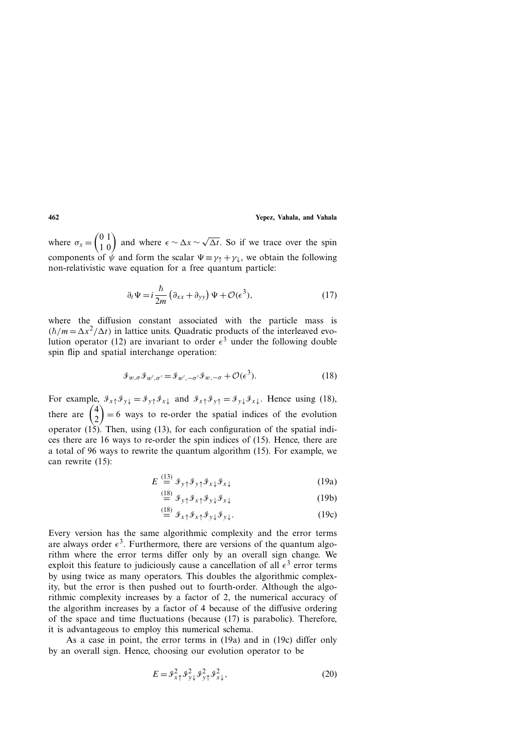where $\sigma_x = \begin{pmatrix} 0 & 1 \\ 1 & 0 \end{pmatrix}$ and where $\epsilon \sim \Delta x \sim \sqrt{\Delta t}$. So if we trace over the spin components of $\psi$ and form the scalar $\Psi \equiv \gamma_\uparrow + \gamma_\downarrow$, we obtain the following non-relativistic wave equation for a free quantum particle:

$$\partial_t \Psi = i\frac{\hbar}{2m}\left(\partial_{xx} + \partial_{yy}\right)\Psi + \mathcal{O}(\epsilon^3), \tag{17}$$

where the diffusion constant associated with the particle mass is $(\hbar/m = \Delta x^2/\Delta t)$ in lattice units. Quadratic products of the interleaved evolution operator (12) are invariant to order $\epsilon^3$ under the following double spin flip and spatial interchange operation:

$$\mathcal{I}_{w,\sigma}\mathcal{I}_{w',\sigma'} = \mathcal{I}_{w',-\sigma'}\mathcal{I}_{w,-\sigma} + \mathcal{O}(\epsilon^3). \tag{18}$$

For example, $\mathcal{I}_{x\uparrow}\mathcal{I}_{y\downarrow} = \mathcal{I}_{y\uparrow}\mathcal{I}_{x\downarrow}$ and $\mathcal{I}_{x\uparrow}\mathcal{I}_{y\uparrow} = \mathcal{I}_{y\downarrow}\mathcal{I}_{x\downarrow}$. Hence using (18), there are $\binom{4}{2} = 6$ ways to re-order the spatial indices of the evolution operator (15). Then, using (13), for each configuration of the spatial indices there are 16 ways to re-order the spin indices of (15). Hence, there are a total of 96 ways to rewrite the quantum algorithm (15). For example, we can rewrite (15):

$$E \stackrel{(13)}{=} \mathcal{I}_{y\uparrow}\mathcal{I}_{y\uparrow}\mathcal{I}_{x\downarrow}\mathcal{I}_{x\downarrow} \tag{19a}$$

$$\stackrel{(18)}{=} \mathcal{I}_{y\uparrow}\mathcal{I}_{x\uparrow}\mathcal{I}_{y\downarrow}\mathcal{I}_{x\downarrow} \tag{19b}$$

$$\stackrel{(18)}{=} \mathcal{I}_{x\uparrow}\mathcal{I}_{x\uparrow}\mathcal{I}_{y\downarrow}\mathcal{I}_{y\downarrow}. \tag{19c}$$

Every version has the same algorithmic complexity and the error terms are always order $\epsilon^3$. Furthermore, there are versions of the quantum algorithm where the error terms differ only by an overall sign change. We exploit this feature to judiciously cause a cancellation of all $\epsilon^3$ error terms by using twice as many operators. This doubles the algorithmic complexity, but the error is then pushed out to fourth-order. Although the algorithmic complexity increases by a factor of 2, the numerical accuracy of the algorithm increases by a factor of 4 because of the diffusive ordering of the space and time fluctuations (because (17) is parabolic). Therefore, it is advantageous to employ this numerical schema.

As a case in point, the error terms in (19a) and in (19c) differ only by an overall sign. Hence, choosing our evolution operator to be

$$E = \mathcal{I}^2_{x\uparrow}\mathcal{I}^2_{y\downarrow}\mathcal{I}^2_{y\uparrow}\mathcal{I}^2_{x\downarrow}, \tag{20}$$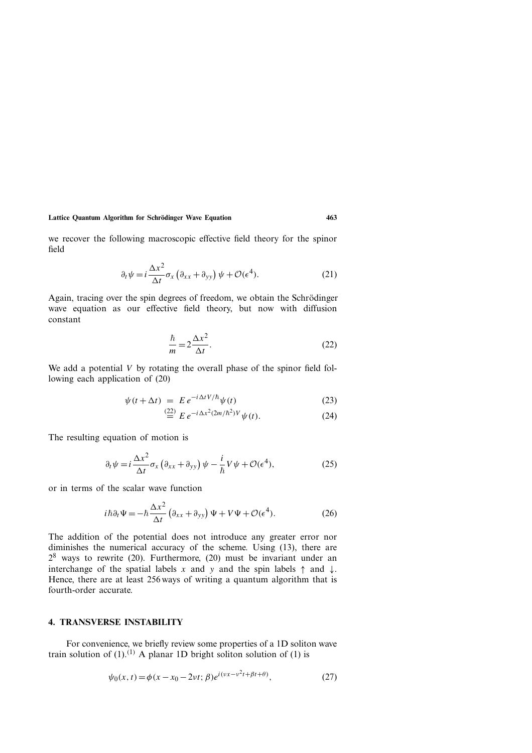we recover the following macroscopic effective field theory for the spinor field

$$\partial_t \psi = i \frac{\Delta x^2}{\Delta t} \sigma_x \left( \partial_{xx} + \partial_{yy} \right) \psi + \mathcal{O}(\epsilon^4). \tag{21}$$

Again, tracing over the spin degrees of freedom, we obtain the Schrödinger wave equation as our effective field theory, but now with diffusion constant

$$\frac{\hbar}{m} = 2 \frac{\Delta x^2}{\Delta t}. \tag{22}$$

We add a potential $V$ by rotating the overall phase of the spinor field following each application of (20)

$$\psi(t + \Delta t) = E \, e^{-i \Delta t V/\hbar} \psi(t) \tag{23}$$

$$\stackrel{(22)}{=} E \, e^{-i \Delta x^2 (2m/\hbar^2) V} \psi(t). \tag{24}$$

The resulting equation of motion is

$$\partial_t \psi = i \frac{\Delta x^2}{\Delta t} \sigma_x \left( \partial_{xx} + \partial_{yy} \right) \psi - \frac{i}{\hbar} V \psi + \mathcal{O}(\epsilon^4), \tag{25}$$

or in terms of the scalar wave function

$$i \hbar \partial_t \Psi = -\hbar \frac{\Delta x^2}{\Delta t} \left( \partial_{xx} + \partial_{yy} \right) \Psi + V \Psi + \mathcal{O}(\epsilon^4). \tag{26}$$

The addition of the potential does not introduce any greater error nor diminishes the numerical accuracy of the scheme. Using (13), there are $2^8$ ways to rewrite (20). Furthermore, (20) must be invariant under an interchange of the spatial labels $x$ and $y$ and the spin labels $\uparrow$ and $\downarrow$. Hence, there are at least 256 ways of writing a quantum algorithm that is fourth-order accurate.

## 4. TRANSVERSE INSTABILITY

For convenience, we briefly review some properties of a 1D soliton wave train solution of (1).[1] A planar 1D bright soliton solution of (1) is

$$\psi_0(x, t) = \phi(x - x_0 - 2vt; \beta) e^{i(vx - v^2 t + \beta t + \theta)}, \tag{27}$$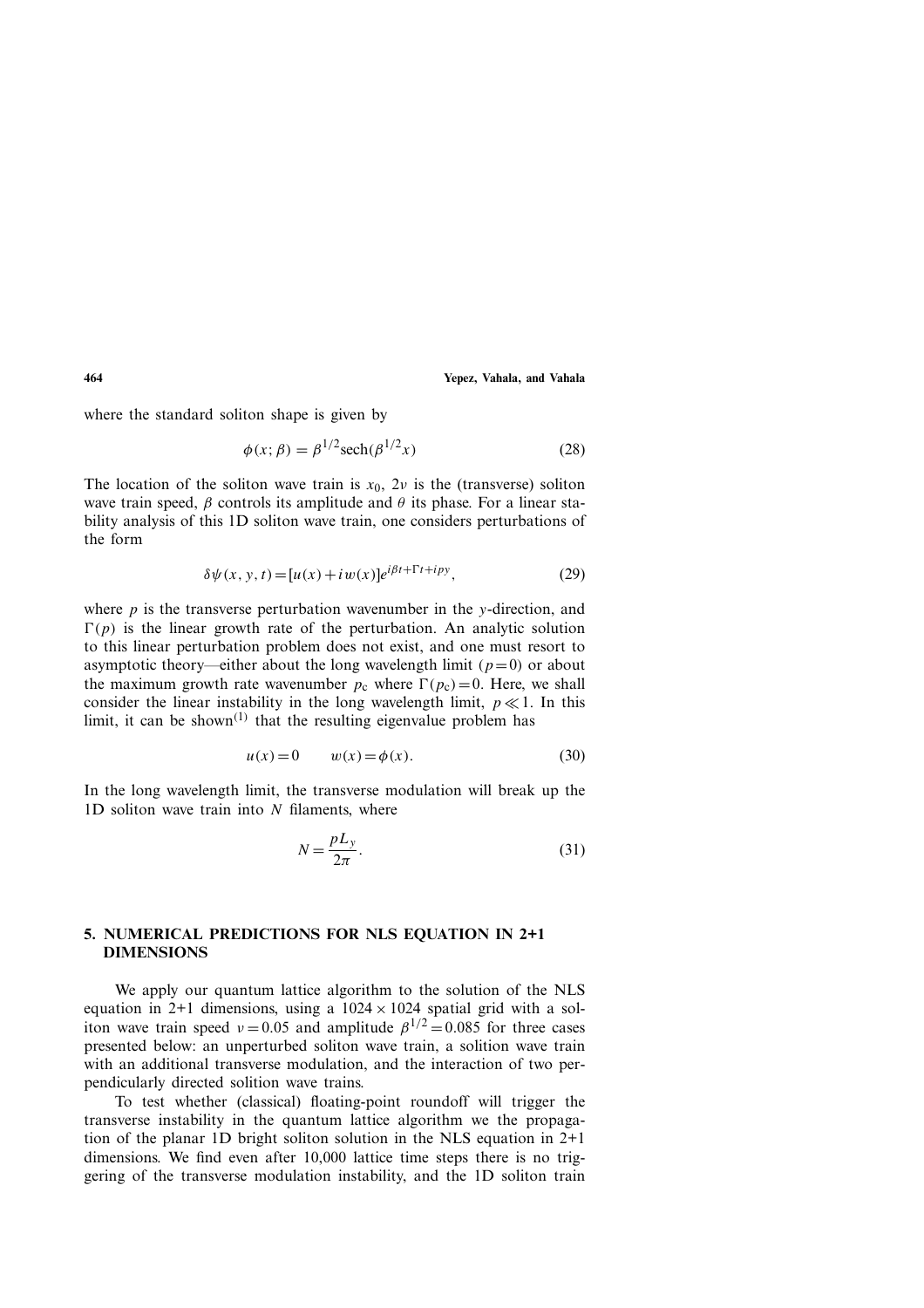where the standard soliton shape is given by

$$\phi(x;\beta) = \beta^{1/2}\mathrm{sech}(\beta^{1/2}x) \tag{28}$$

The location of the soliton wave train is $x_0$, $2v$ is the (transverse) soliton wave train speed, $\beta$ controls its amplitude and $\theta$ its phase. For a linear stability analysis of this 1D soliton wave train, one considers perturbations of the form

$$\delta\psi(x,y,t) = [u(x) + iw(x)]e^{i\beta t + \Gamma t + ipy}, \tag{29}$$

where $p$ is the transverse perturbation wavenumber in the $y$-direction, and $\Gamma(p)$ is the linear growth rate of the perturbation. An analytic solution to this linear perturbation problem does not exist, and one must resort to asymptotic theory—either about the long wavelength limit ($p=0$) or about the maximum growth rate wavenumber $p_c$ where $\Gamma(p_c)=0$. Here, we shall consider the linear instability in the long wavelength limit, $p \ll 1$. In this limit, it can be shown[1] that the resulting eigenvalue problem has

$$u(x) = 0 \qquad w(x) = \phi(x). \tag{30}$$

In the long wavelength limit, the transverse modulation will break up the 1D soliton wave train into $N$ filaments, where

$$N = \frac{pL_y}{2\pi}. \tag{31}$$

## 5. NUMERICAL PREDICTIONS FOR NLS EQUATION IN 2+1 DIMENSIONS

We apply our quantum lattice algorithm to the solution of the NLS equation in 2+1 dimensions, using a $1024 \times 1024$ spatial grid with a soliton wave train speed $v = 0.05$ and amplitude $\beta^{1/2} = 0.085$ for three cases presented below: an unperturbed soliton wave train, a solition wave train with an additional transverse modulation, and the interaction of two perpendicularly directed solition wave trains.

To test whether (classical) floating-point roundoff will trigger the transverse instability in the quantum lattice algorithm we the propagation of the planar 1D bright soliton solution in the NLS equation in 2+1 dimensions. We find even after 10,000 lattice time steps there is no triggering of the transverse modulation instability, and the 1D soliton train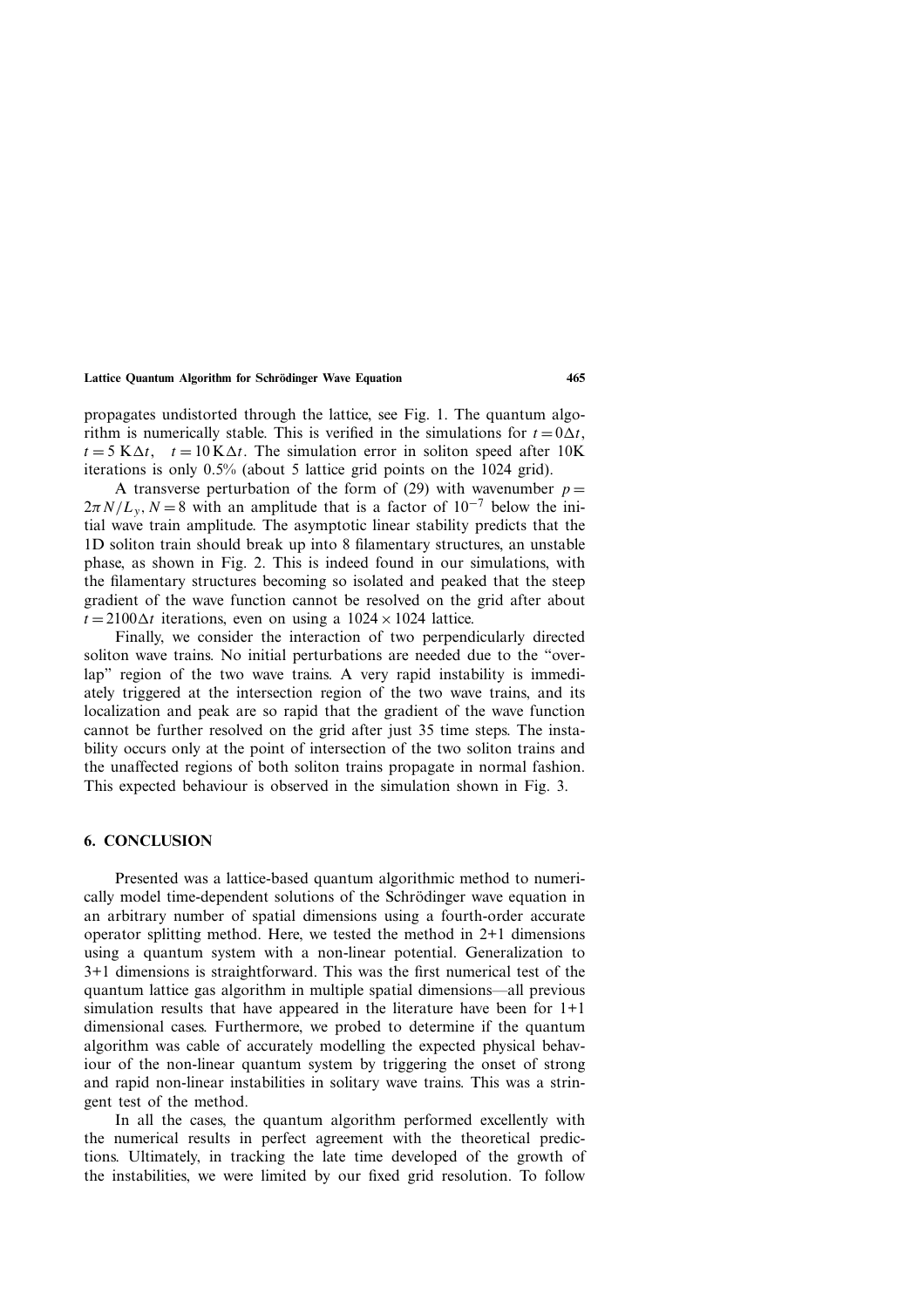propagates undistorted through the lattice, see Fig. 1. The quantum algorithm is numerically stable. This is verified in the simulations for $t = 0\Delta t$, $t = 5\,\text{K}\Delta t$, $t = 10\,\text{K}\Delta t$. The simulation error in soliton speed after 10K iterations is only 0.5% (about 5 lattice grid points on the 1024 grid).

A transverse perturbation of the form of (29) with wavenumber $p = 2\pi N / L_y$, $N = 8$ with an amplitude that is a factor of $10^{-7}$ below the initial wave train amplitude. The asymptotic linear stability predicts that the 1D soliton train should break up into 8 filamentary structures, an unstable phase, as shown in Fig. 2. This is indeed found in our simulations, with the filamentary structures becoming so isolated and peaked that the steep gradient of the wave function cannot be resolved on the grid after about $t = 2100\Delta t$ iterations, even on using a $1024 \times 1024$ lattice.

Finally, we consider the interaction of two perpendicularly directed soliton wave trains. No initial perturbations are needed due to the "overlap" region of the two wave trains. A very rapid instability is immediately triggered at the intersection region of the two wave trains, and its localization and peak are so rapid that the gradient of the wave function cannot be further resolved on the grid after just 35 time steps. The instability occurs only at the point of intersection of the two soliton trains and the unaffected regions of both soliton trains propagate in normal fashion. This expected behaviour is observed in the simulation shown in Fig. 3.

## 6. CONCLUSION

Presented was a lattice-based quantum algorithmic method to numerically model time-dependent solutions of the Schrödinger wave equation in an arbitrary number of spatial dimensions using a fourth-order accurate operator splitting method. Here, we tested the method in 2+1 dimensions using a quantum system with a non-linear potential. Generalization to 3+1 dimensions is straightforward. This was the first numerical test of the quantum lattice gas algorithm in multiple spatial dimensions—all previous simulation results that have appeared in the literature have been for 1+1 dimensional cases. Furthermore, we probed to determine if the quantum algorithm was cable of accurately modelling the expected physical behaviour of the non-linear quantum system by triggering the onset of strong and rapid non-linear instabilities in solitary wave trains. This was a stringent test of the method.

In all the cases, the quantum algorithm performed excellently with the numerical results in perfect agreement with the theoretical predictions. Ultimately, in tracking the late time developed of the growth of the instabilities, we were limited by our fixed grid resolution. To follow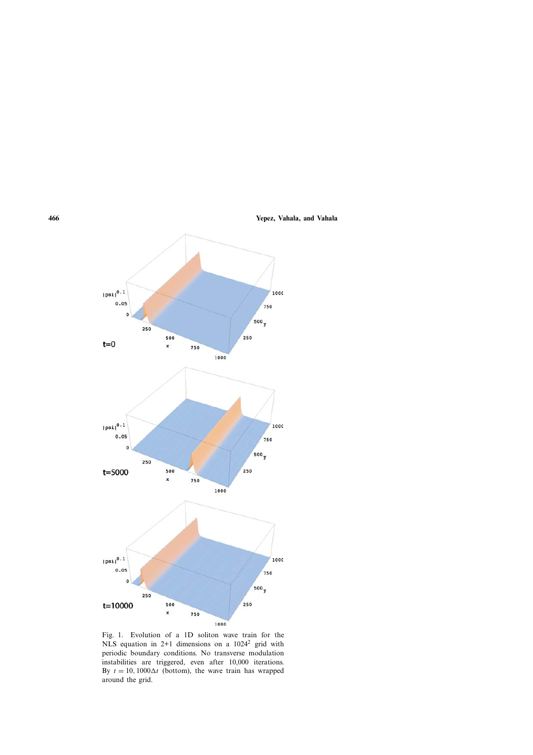Fig. 1. Evolution of a 1D soliton wave train for the NLS equation in 2+1 dimensions on a $1024^2$ grid with periodic boundary conditions. No transverse modulation instabilities are triggered, even after 10,000 iterations. By $t = 10,1000\Delta t$ (bottom), the wave train has wrapped around the grid.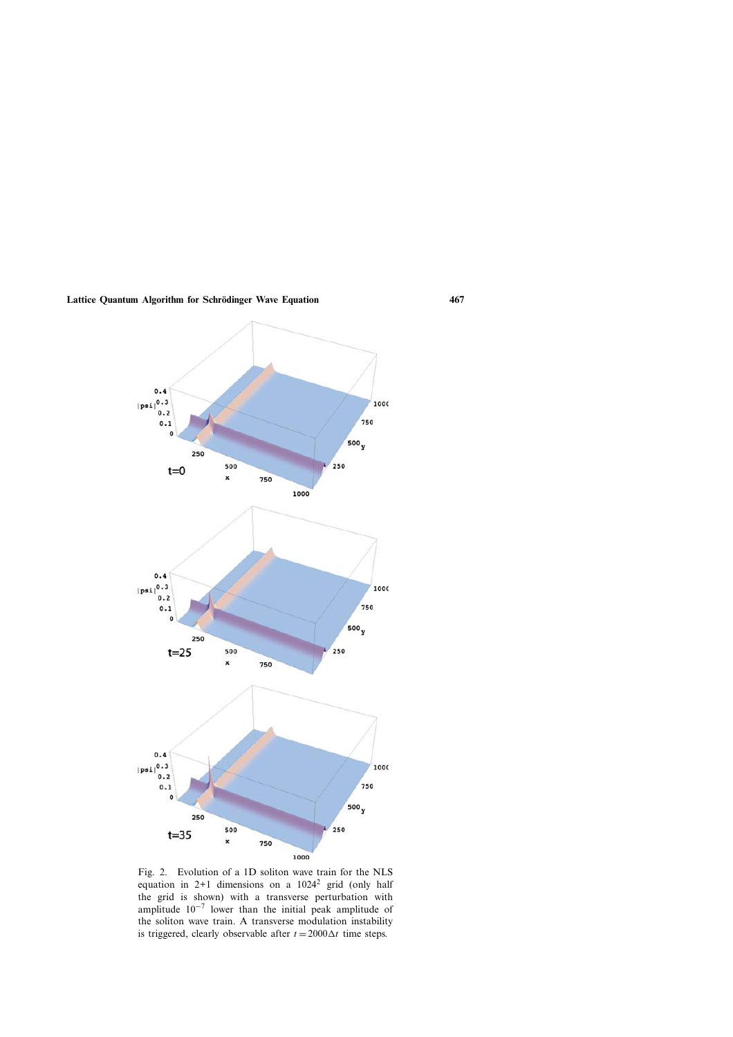Fig. 2. Evolution of a 1D soliton wave train for the NLS equation in 2+1 dimensions on a $1024^2$ grid (only half the grid is shown) with a transverse perturbation with amplitude $10^{-7}$ lower than the initial peak amplitude of the soliton wave train. A transverse modulation instability is triggered, clearly observable after $t = 2000\Delta t$ time steps.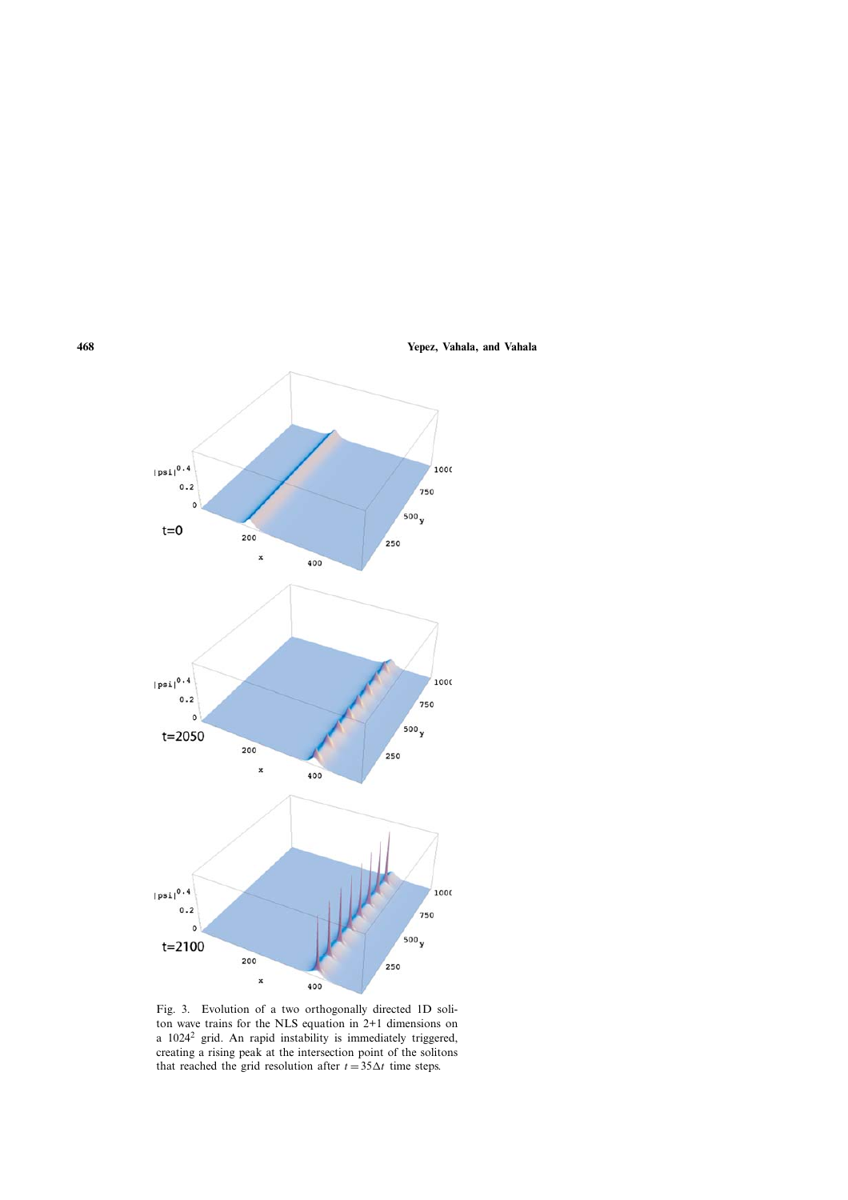Fig. 3. Evolution of a two orthogonally directed 1D soliton wave trains for the NLS equation in 2+1 dimensions on a $1024^2$ grid. An rapid instability is immediately triggered, creating a rising peak at the intersection point of the solitons that reached the grid resolution after $t = 35\Delta t$ time steps.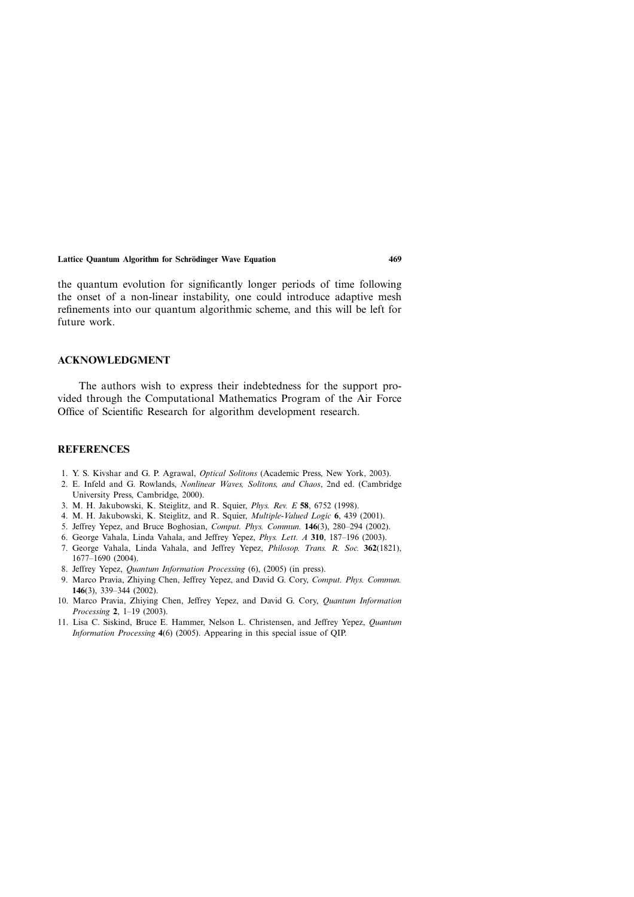the quantum evolution for significantly longer periods of time following the onset of a non-linear instability, one could introduce adaptive mesh refinements into our quantum algorithmic scheme, and this will be left for future work.

## ACKNOWLEDGMENT

The authors wish to express their indebtedness for the support provided through the Computational Mathematics Program of the Air Force Office of Scientific Research for algorithm development research.

## REFERENCES

1. Y. S. Kivshar and G. P. Agrawal, *Optical Solitons* (Academic Press, New York, 2003).
2. E. Infeld and G. Rowlands, *Nonlinear Waves, Solitons, and Chaos*, 2nd ed. (Cambridge University Press, Cambridge, 2000).
3. M. H. Jakubowski, K. Steiglitz, and R. Squier, *Phys. Rev. E* **58**, 6752 (1998).
4. M. H. Jakubowski, K. Steiglitz, and R. Squier, *Multiple-Valued Logic* **6**, 439 (2001).
5. Jeffrey Yepez, and Bruce Boghosian, *Comput. Phys. Commun.* **146**(3), 280–294 (2002).
6. George Vahala, Linda Vahala, and Jeffrey Yepez, *Phys. Lett. A* **310**, 187–196 (2003).
7. George Vahala, Linda Vahala, and Jeffrey Yepez, *Philosop. Trans. R. Soc.* **362**(1821), 1677–1690 (2004).
8. Jeffrey Yepez, *Quantum Information Processing* (6), (2005) (in press).
9. Marco Pravia, Zhiying Chen, Jeffrey Yepez, and David G. Cory, *Comput. Phys. Commun.* **146**(3), 339–344 (2002).
10. Marco Pravia, Zhiying Chen, Jeffrey Yepez, and David G. Cory, *Quantum Information Processing* **2**, 1–19 (2003).
11. Lisa C. Siskind, Bruce E. Hammer, Nelson L. Christensen, and Jeffrey Yepez, *Quantum Information Processing* **4**(6) (2005). Appearing in this special issue of QIP.